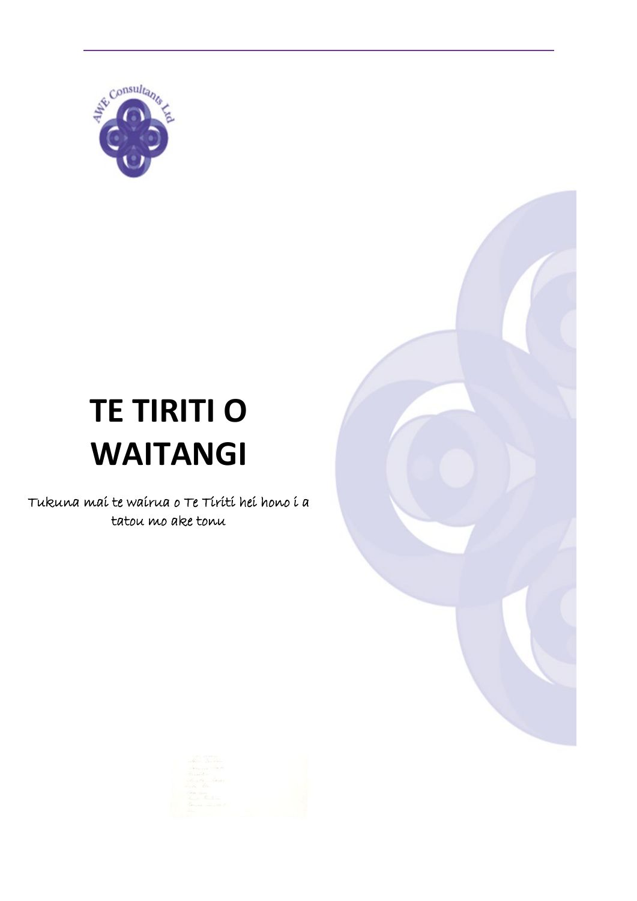# TE TIRITI O WAITANGI

Tukuna mai te wairua o Te Tiriti hei hono i a tatou mo ake tonu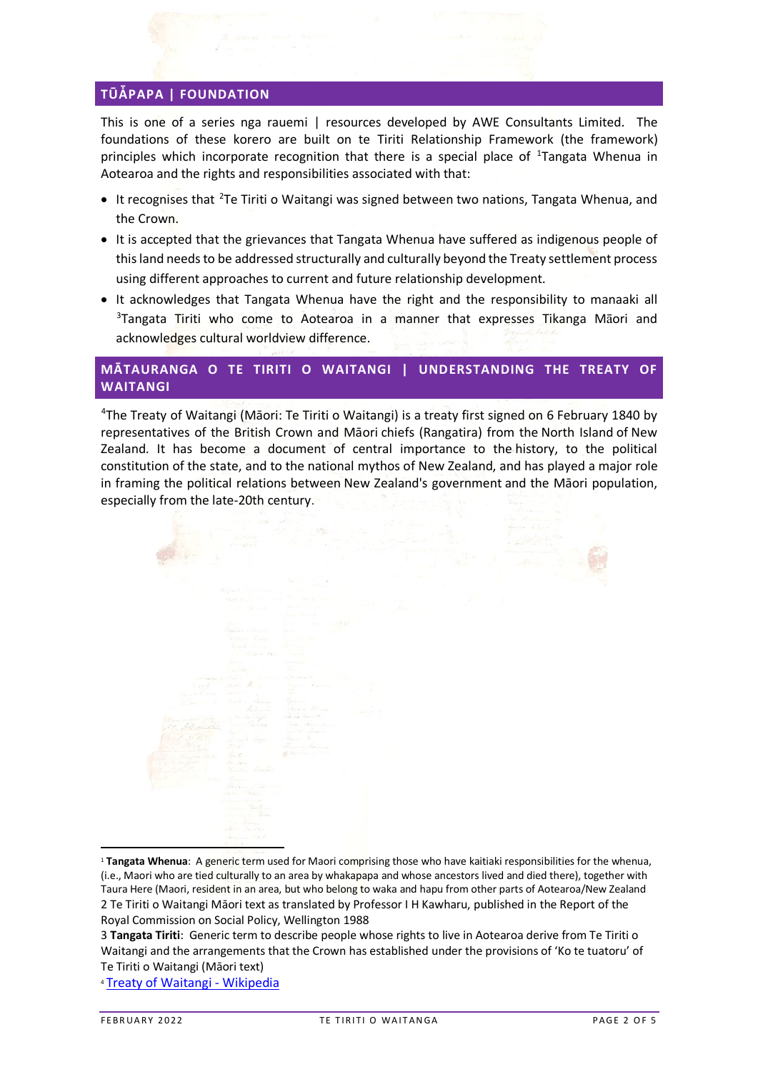## TŪĀPAPA | FOUNDATION

This is one of a series nga rauemi | resources developed by AWE Consultants Limited. The foundations of these korero are built on te Tiriti Relationship Framework (the framework) principles which incorporate recognition that there is a special place of [1]Tangata Whenua in Aotearoa and the rights and responsibilities associated with that:

- It recognises that [2]Te Tiriti o Waitangi was signed between two nations, Tangata Whenua, and the Crown.
- It is accepted that the grievances that Tangata Whenua have suffered as indigenous people of this land needs to be addressed structurally and culturally beyond the Treaty settlement process using different approaches to current and future relationship development.
- It acknowledges that Tangata Whenua have the right and the responsibility to manaaki all [3]Tangata Tiriti who come to Aotearoa in a manner that expresses Tikanga Māori and acknowledges cultural worldview difference.

## MĀTAURANGA O TE TIRITI O WAITANGI | UNDERSTANDING THE TREATY OF WAITANGI

[4]The Treaty of Waitangi (Māori: Te Tiriti o Waitangi) is a treaty first signed on 6 February 1840 by representatives of the British Crown and Māori chiefs (Rangatira) from the North Island of New Zealand. It has become a document of central importance to the history, to the political constitution of the state, and to the national mythos of New Zealand, and has played a major role in framing the political relations between New Zealand's government and the Māori population, especially from the late-20th century.

---

[1] **Tangata Whenua**: A generic term used for Maori comprising those who have kaitiaki responsibilities for the whenua, (i.e., Maori who are tied culturally to an area by whakapapa and whose ancestors lived and died there), together with Taura Here (Maori, resident in an area, but who belong to waka and hapu from other parts of Aotearoa/New Zealand

[2] Te Tiriti o Waitangi Māori text as translated by Professor I H Kawharu, published in the Report of the Royal Commission on Social Policy, Wellington 1988

[3] **Tangata Tiriti**: Generic term to describe people whose rights to live in Aotearoa derive from Te Tiriti o Waitangi and the arrangements that the Crown has established under the provisions of 'Ko te tuatoru' of Te Tiriti o Waitangi (Māori text)

[4] Treaty of Waitangi - Wikipedia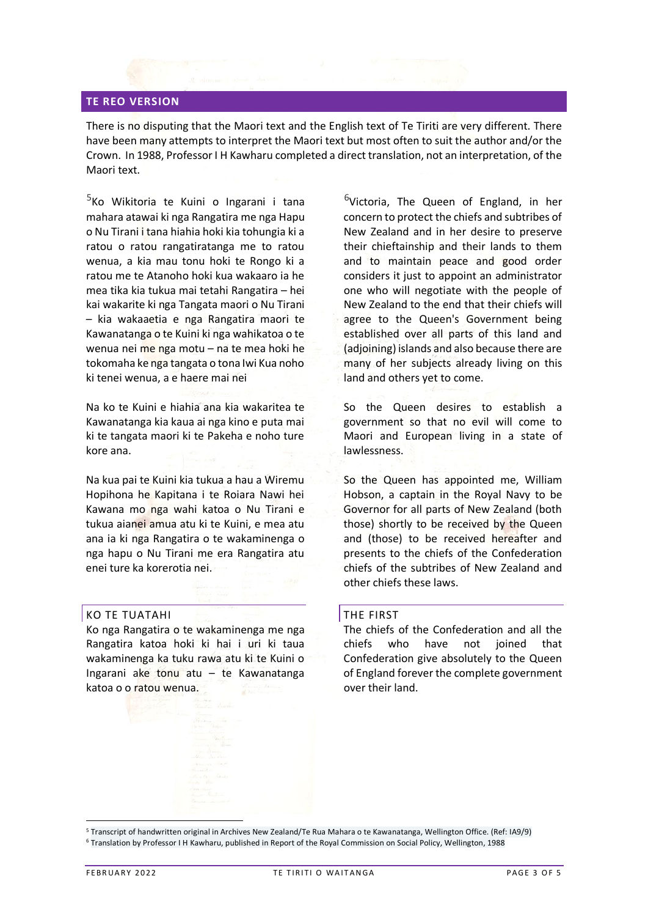## TE REO VERSION

There is no disputing that the Maori text and the English text of Te Tiriti are very different. There have been many attempts to interpret the Maori text but most often to suit the author and/or the Crown. In 1988, Professor I H Kawharu completed a direct translation, not an interpretation, of the Maori text.

[5]Ko Wikitoria te Kuini o Ingarani i tana mahara atawai ki nga Rangatira me nga Hapu o Nu Tirani i tana hiahia hoki kia tohungia ki a ratou o ratou rangatiratanga me to ratou wenua, a kia mau tonu hoki te Rongo ki a ratou me te Atanoho hoki kua wakaaro ia he mea tika kia tukua mai tetahi Rangatira – hei kai wakarite ki nga Tangata maori o Nu Tirani – kia wakaaetia e nga Rangatira maori te Kawanatanga o te Kuini ki nga wahikatoa o te wenua nei me nga motu – na te mea hoki he tokomaha ke nga tangata o tona Iwi Kua noho ki tenei wenua, a e haere mai nei

Na ko te Kuini e hiahia ana kia wakaritea te Kawanatanga kia kaua ai nga kino e puta mai ki te tangata maori ki te Pakeha e noho ture kore ana.

Na kua pai te Kuini kia tukua a hau a Wiremu Hopihona he Kapitana i te Roiara Nawi hei Kawana mo nga wahi katoa o Nu Tirani e tukua aianei amua atu ki te Kuini, e mea atu ana ia ki nga Rangatira o te wakaminenga o nga hapu o Nu Tirani me era Rangatira atu enei ture ka korerotia nei.

### KO TE TUATAHI

Ko nga Rangatira o te wakaminenga me nga Rangatira katoa hoki ki hai i uri ki taua wakaminenga ka tuku rawa atu ki te Kuini o Ingarani ake tonu atu – te Kawanatanga katoa o o ratou wenua.

[6]Victoria, The Queen of England, in her concern to protect the chiefs and subtribes of New Zealand and in her desire to preserve their chieftainship and their lands to them and to maintain peace and good order considers it just to appoint an administrator one who will negotiate with the people of New Zealand to the end that their chiefs will agree to the Queen's Government being established over all parts of this land and (adjoining) islands and also because there are many of her subjects already living on this land and others yet to come.

So the Queen desires to establish a government so that no evil will come to Maori and European living in a state of lawlessness.

So the Queen has appointed me, William Hobson, a captain in the Royal Navy to be Governor for all parts of New Zealand (both those) shortly to be received by the Queen and (those) to be received hereafter and presents to the chiefs of the Confederation chiefs of the subtribes of New Zealand and other chiefs these laws.

### THE FIRST

The chiefs of the Confederation and all the chiefs who have not joined that Confederation give absolutely to the Queen of England forever the complete government over their land.

---

[5] Transcript of handwritten original in Archives New Zealand/Te Rua Mahara o te Kawanatanga, Wellington Office. (Ref: IA9/9)

[6] Translation by Professor I H Kawharu, published in Report of the Royal Commission on Social Policy, Wellington, 1988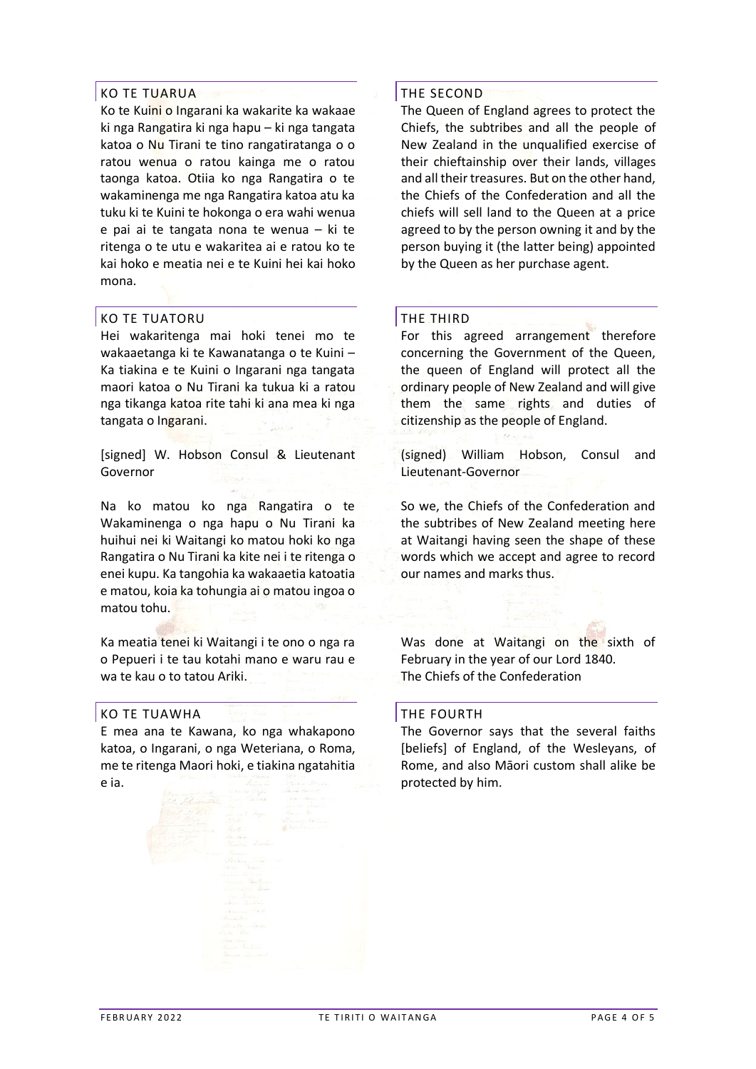## KO TE TUARUA

Ko te Kuini o Ingarani ka wakarite ka wakaae ki nga Rangatira ki nga hapu – ki nga tangata katoa o Nu Tirani te tino rangatiratanga o o ratou wenua o ratou kainga me o ratou taonga katoa. Otiia ko nga Rangatira o te wakaminenga me nga Rangatira katoa atu ka tuku ki te Kuini te hokonga o era wahi wenua e pai ai te tangata nona te wenua – ki te ritenga o te utu e wakaritea ai e ratou ko te kai hoko e meatia nei e te Kuini hei kai hoko mona.

## THE SECOND

The Queen of England agrees to protect the Chiefs, the subtribes and all the people of New Zealand in the unqualified exercise of their chieftainship over their lands, villages and all their treasures. But on the other hand, the Chiefs of the Confederation and all the chiefs will sell land to the Queen at a price agreed to by the person owning it and by the person buying it (the latter being) appointed by the Queen as her purchase agent.

## KO TE TUATORU

Hei wakaritenga mai hoki tenei mo te wakaaetanga ki te Kawanatanga o te Kuini – Ka tiakina e te Kuini o Ingarani nga tangata maori katoa o Nu Tirani ka tukua ki a ratou nga tikanga katoa rite tahi ki ana mea ki nga tangata o Ingarani.

[signed] W. Hobson Consul & Lieutenant Governor

Na ko matou ko nga Rangatira o te Wakaminenga o nga hapu o Nu Tirani ka huihui nei ki Waitangi ko matou hoki ko nga Rangatira o Nu Tirani ka kite nei i te ritenga o enei kupu. Ka tangohia ka wakaaetia katoatia e matou, koia ka tohungia ai o matou ingoa o matou tohu.

Ka meatia tenei ki Waitangi i te ono o nga ra o Pepueri i te tau kotahi mano e waru rau e wa te kau o to tatou Ariki.

## THE THIRD

For this agreed arrangement therefore concerning the Government of the Queen, the queen of England will protect all the ordinary people of New Zealand and will give them the same rights and duties of citizenship as the people of England.

(signed) William Hobson, Consul and Lieutenant-Governor

So we, the Chiefs of the Confederation and the subtribes of New Zealand meeting here at Waitangi having seen the shape of these words which we accept and agree to record our names and marks thus.

Was done at Waitangi on the sixth of February in the year of our Lord 1840.
The Chiefs of the Confederation

## KO TE TUAWHA

E mea ana te Kawana, ko nga whakapono katoa, o Ingarani, o nga Weteriana, o Roma, me te ritenga Maori hoki, e tiakina ngatahitia e ia.

## THE FOURTH

The Governor says that the several faiths [beliefs] of England, of the Wesleyans, of Rome, and also Māori custom shall alike be protected by him.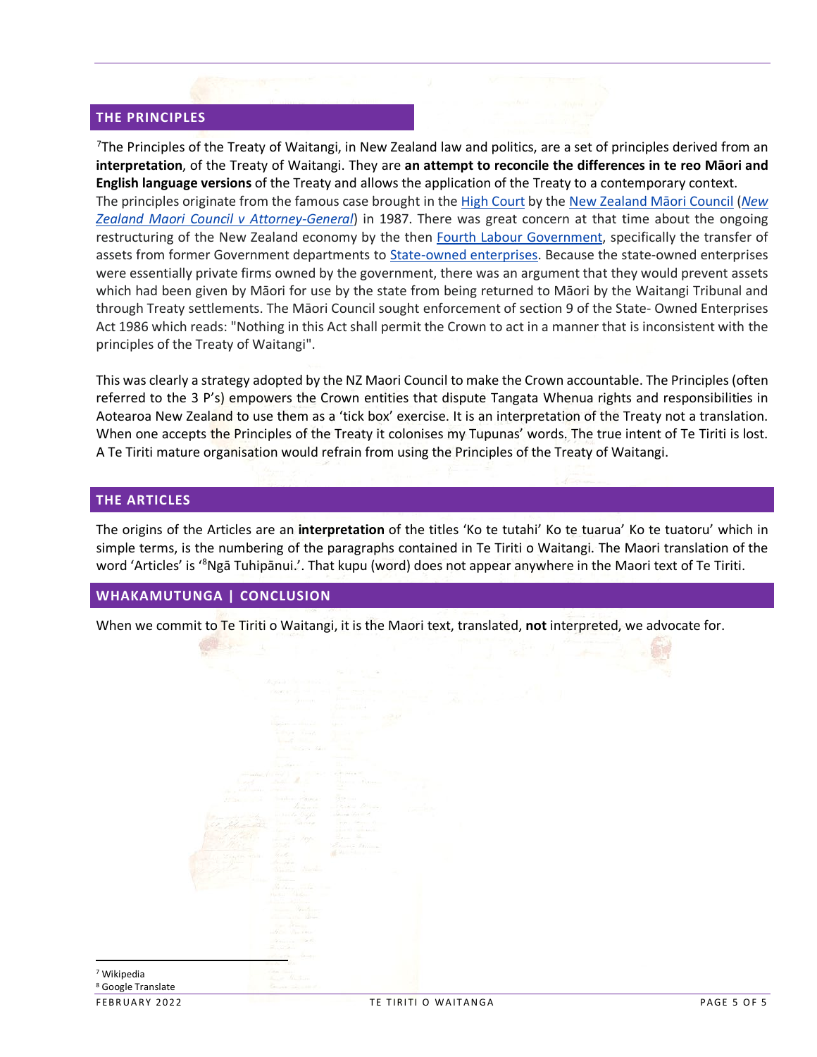## THE PRINCIPLES

[7]The Principles of the Treaty of Waitangi, in New Zealand law and politics, are a set of principles derived from an **interpretation**, of the Treaty of Waitangi. They are **an attempt to reconcile the differences in te reo Māori and English language versions** of the Treaty and allows the application of the Treaty to a contemporary context. The principles originate from the famous case brought in the High Court by the New Zealand Māori Council (*New Zealand Maori Council v Attorney-General*) in 1987. There was great concern at that time about the ongoing restructuring of the New Zealand economy by the then Fourth Labour Government, specifically the transfer of assets from former Government departments to State-owned enterprises. Because the state-owned enterprises were essentially private firms owned by the government, there was an argument that they would prevent assets which had been given by Māori for use by the state from being returned to Māori by the Waitangi Tribunal and through Treaty settlements. The Māori Council sought enforcement of section 9 of the State- Owned Enterprises Act 1986 which reads: "Nothing in this Act shall permit the Crown to act in a manner that is inconsistent with the principles of the Treaty of Waitangi".

This was clearly a strategy adopted by the NZ Maori Council to make the Crown accountable. The Principles (often referred to the 3 P's) empowers the Crown entities that dispute Tangata Whenua rights and responsibilities in Aotearoa New Zealand to use them as a 'tick box' exercise. It is an interpretation of the Treaty not a translation. When one accepts the Principles of the Treaty it colonises my Tupunas' words. The true intent of Te Tiriti is lost. A Te Tiriti mature organisation would refrain from using the Principles of the Treaty of Waitangi.

## THE ARTICLES

The origins of the Articles are an **interpretation** of the titles 'Ko te tutahi' Ko te tuarua' Ko te tuatoru' which in simple terms, is the numbering of the paragraphs contained in Te Tiriti o Waitangi. The Maori translation of the word 'Articles' is '[8]Ngā Tuhipānui.'. That kupu (word) does not appear anywhere in the Maori text of Te Tiriti.

## WHAKAMUTUNGA | CONCLUSION

When we commit to Te Tiriti o Waitangi, it is the Maori text, translated, **not** interpreted, we advocate for.

[7] Wikipedia
[8] Google Translate